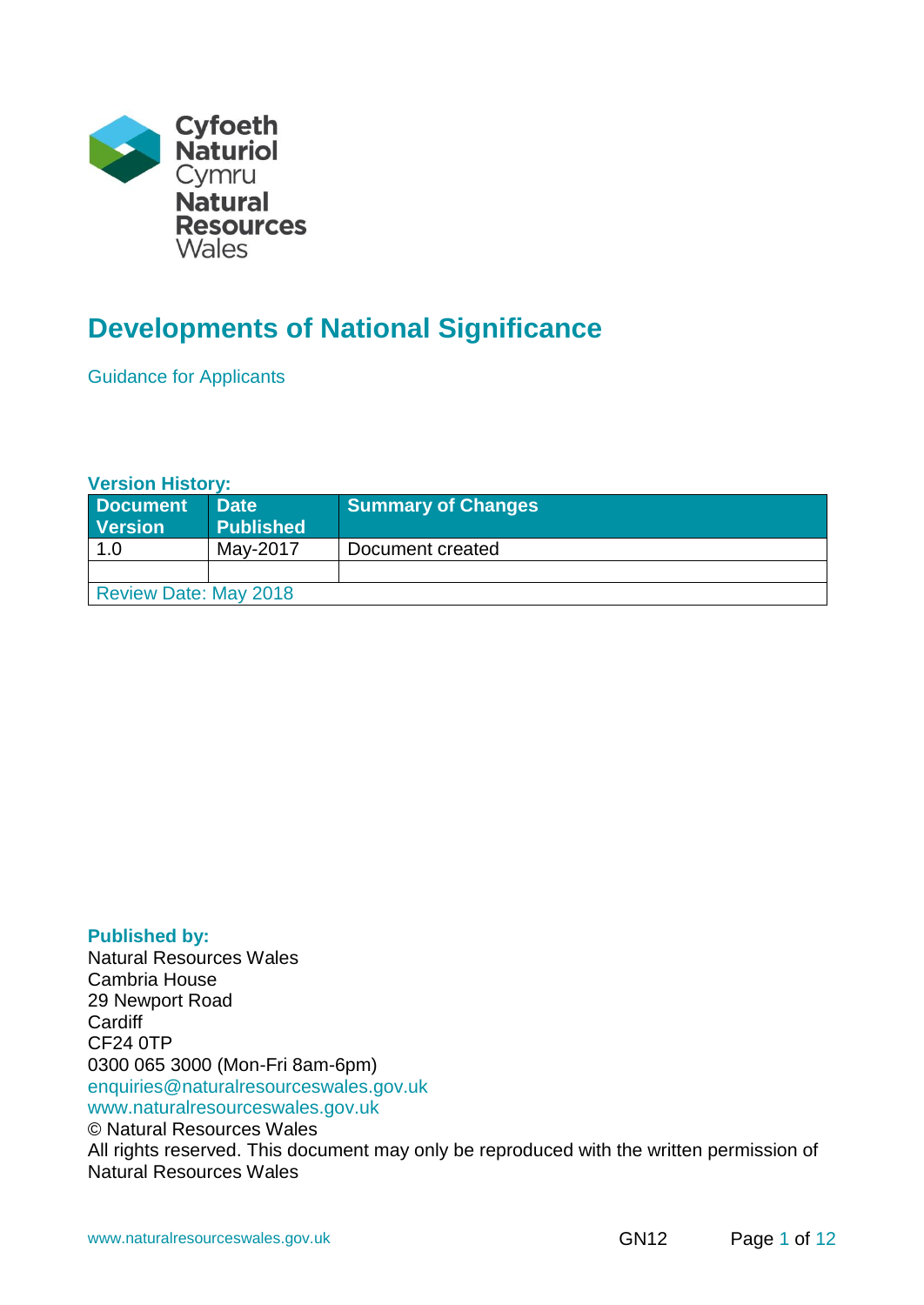Cyfoeth Naturiol Cymru
Natural Resources Wales

# Developments of National Significance

Guidance for Applicants

**Version History:**

| Document Version | Date Published | Summary of Changes |
|---|---|---|
| 1.0 | May-2017 | Document created |
| | | |
| Review Date: May 2018 | | |

**Published by:**
Natural Resources Wales
Cambria House
29 Newport Road
Cardiff
CF24 0TP
0300 065 3000 (Mon-Fri 8am-6pm)
enquiries@naturalresourceswales.gov.uk
www.naturalresourceswales.gov.uk
© Natural Resources Wales
All rights reserved. This document may only be reproduced with the written permission of Natural Resources Wales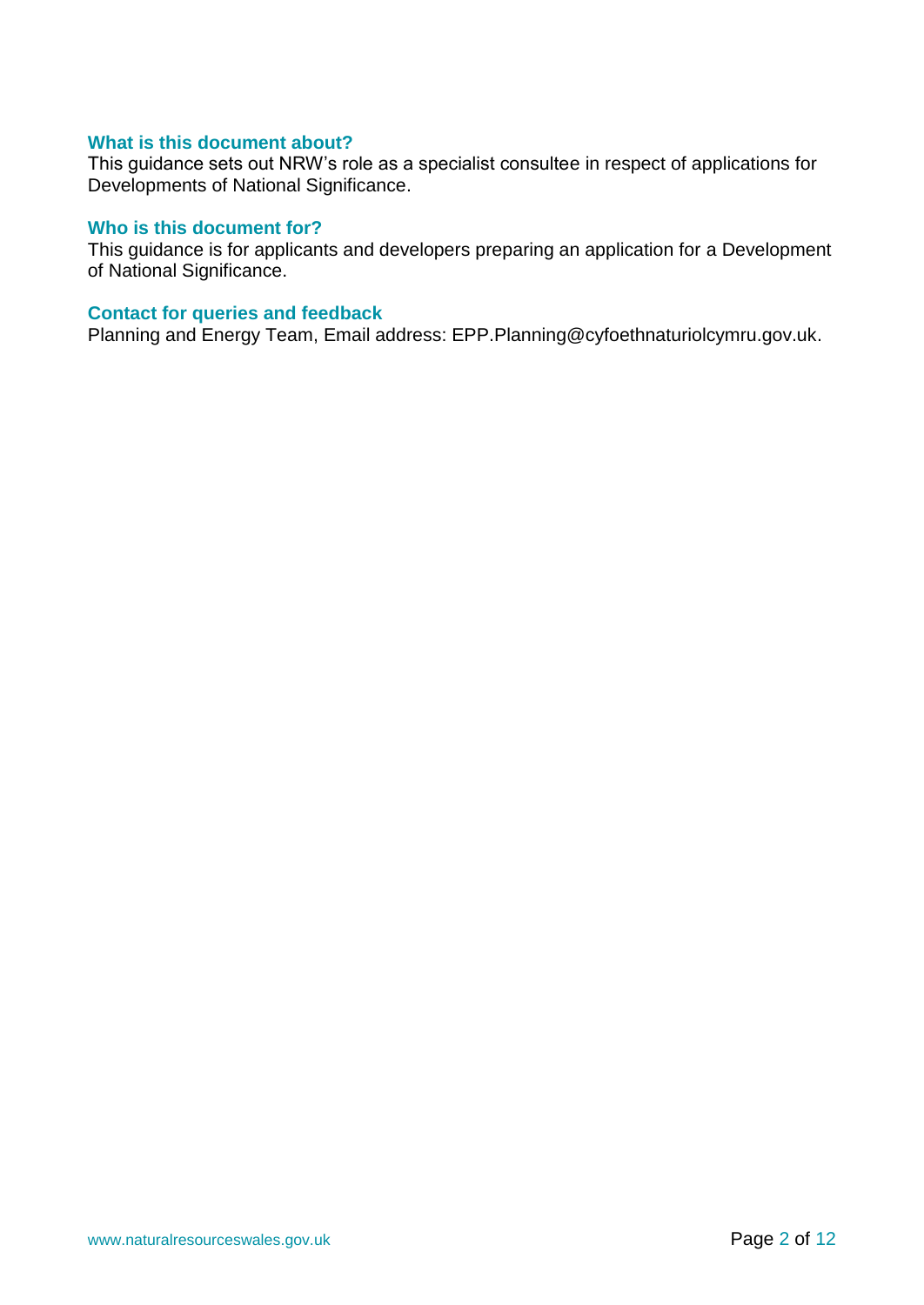### What is this document about?

This guidance sets out NRW's role as a specialist consultee in respect of applications for Developments of National Significance.

### Who is this document for?

This guidance is for applicants and developers preparing an application for a Development of National Significance.

### Contact for queries and feedback

Planning and Energy Team, Email address: EPP.Planning@cyfoethnaturiolcymru.gov.uk.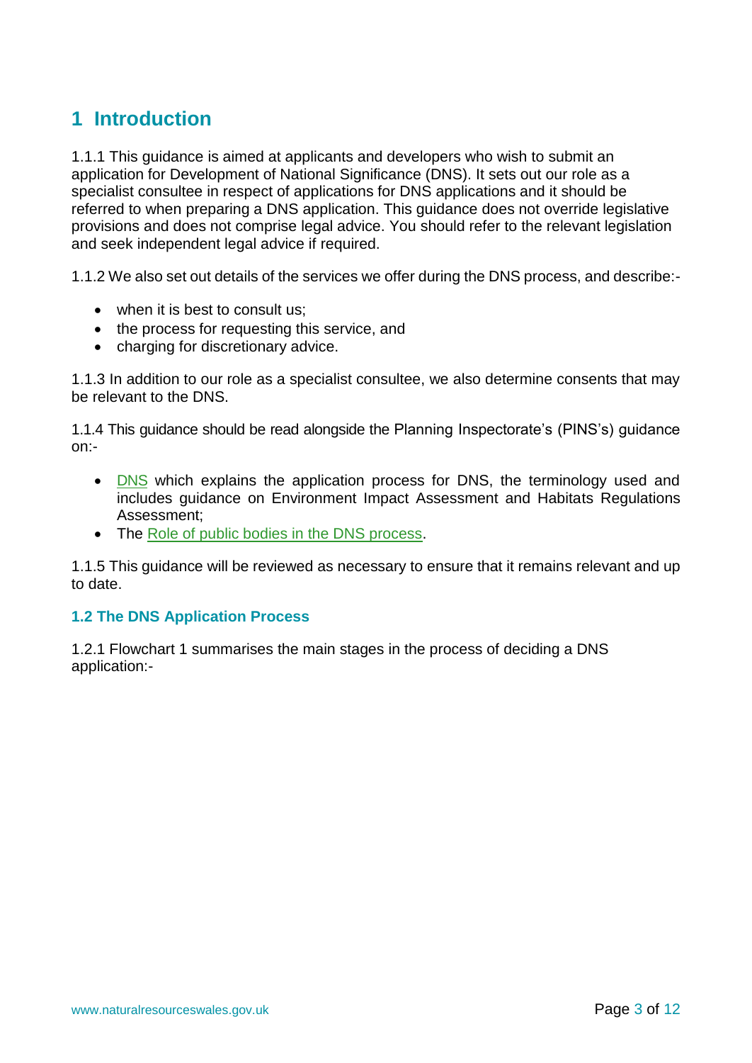# 1 Introduction

1.1.1 This guidance is aimed at applicants and developers who wish to submit an application for Development of National Significance (DNS). It sets out our role as a specialist consultee in respect of applications for DNS applications and it should be referred to when preparing a DNS application. This guidance does not override legislative provisions and does not comprise legal advice. You should refer to the relevant legislation and seek independent legal advice if required.

1.1.2 We also set out details of the services we offer during the DNS process, and describe:-

- when it is best to consult us;
- the process for requesting this service, and
- charging for discretionary advice.

1.1.3 In addition to our role as a specialist consultee, we also determine consents that may be relevant to the DNS.

1.1.4 This guidance should be read alongside the Planning Inspectorate's (PINS's) guidance on:-

- DNS which explains the application process for DNS, the terminology used and includes guidance on Environment Impact Assessment and Habitats Regulations Assessment;
- The Role of public bodies in the DNS process.

1.1.5 This guidance will be reviewed as necessary to ensure that it remains relevant and up to date.

## 1.2 The DNS Application Process

1.2.1 Flowchart 1 summarises the main stages in the process of deciding a DNS application:-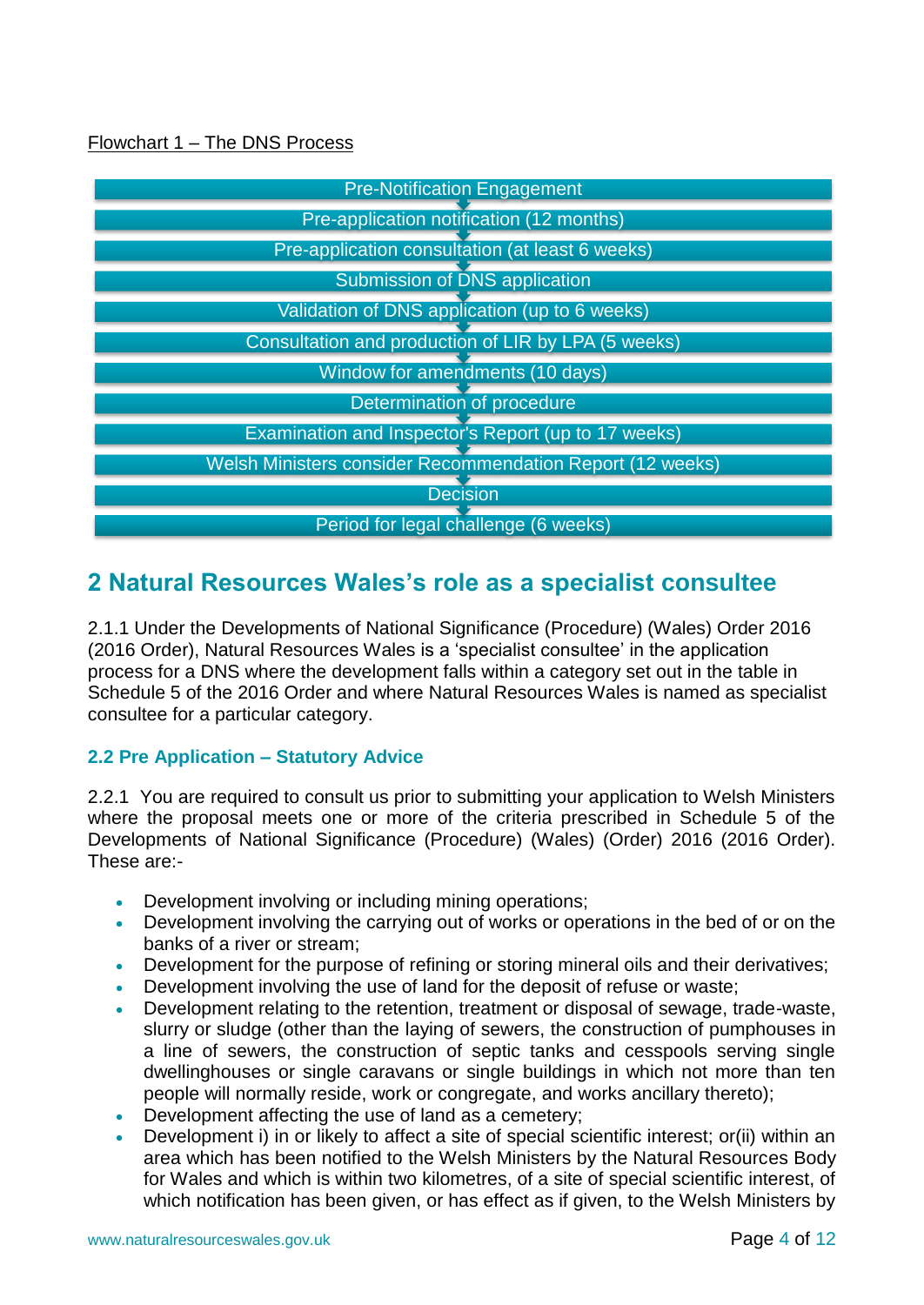Flowchart 1 – The DNS Process

- Pre-Notification Engagement
- Pre-application notification (12 months)
- Pre-application consultation (at least 6 weeks)
- Submission of DNS application
- Validation of DNS application (up to 6 weeks)
- Consultation and production of LIR by LPA (5 weeks)
- Window for amendments (10 days)
- Determination of procedure
- Examination and Inspector's Report (up to 17 weeks)
- Welsh Ministers consider Recommendation Report (12 weeks)
- Decision
- Period for legal challenge (6 weeks)

## 2 Natural Resources Wales's role as a specialist consultee

2.1.1 Under the Developments of National Significance (Procedure) (Wales) Order 2016 (2016 Order), Natural Resources Wales is a 'specialist consultee' in the application process for a DNS where the development falls within a category set out in the table in Schedule 5 of the 2016 Order and where Natural Resources Wales is named as specialist consultee for a particular category.

### 2.2 Pre Application – Statutory Advice

2.2.1 You are required to consult us prior to submitting your application to Welsh Ministers where the proposal meets one or more of the criteria prescribed in Schedule 5 of the Developments of National Significance (Procedure) (Wales) (Order) 2016 (2016 Order). These are:-

- Development involving or including mining operations;
- Development involving the carrying out of works or operations in the bed of or on the banks of a river or stream;
- Development for the purpose of refining or storing mineral oils and their derivatives;
- Development involving the use of land for the deposit of refuse or waste;
- Development relating to the retention, treatment or disposal of sewage, trade-waste, slurry or sludge (other than the laying of sewers, the construction of pumphouses in a line of sewers, the construction of septic tanks and cesspools serving single dwellinghouses or single caravans or single buildings in which not more than ten people will normally reside, work or congregate, and works ancillary thereto);
- Development affecting the use of land as a cemetery;
- Development i) in or likely to affect a site of special scientific interest; or(ii) within an area which has been notified to the Welsh Ministers by the Natural Resources Body for Wales and which is within two kilometres, of a site of special scientific interest, of which notification has been given, or has effect as if given, to the Welsh Ministers by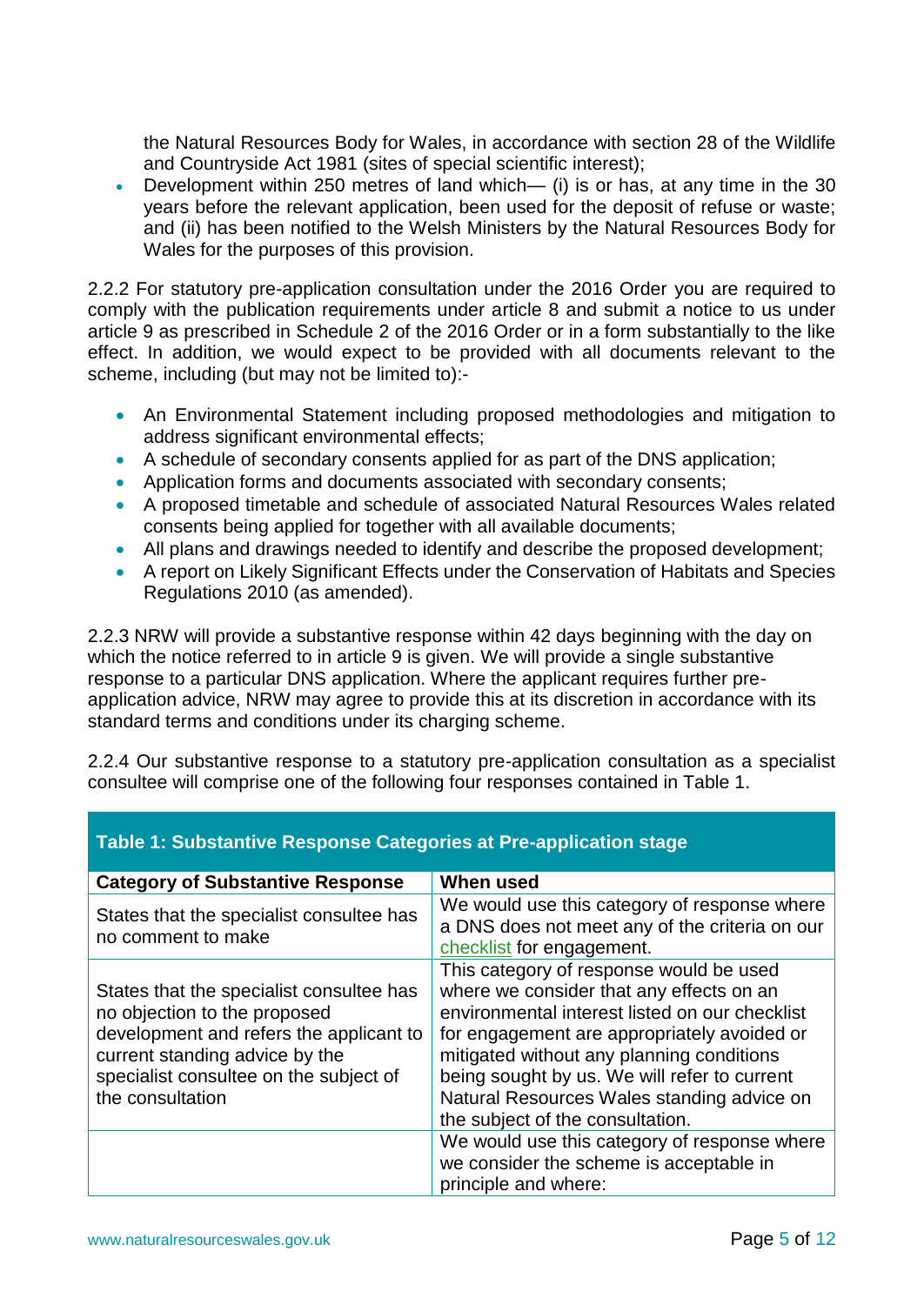the Natural Resources Body for Wales, in accordance with section 28 of the Wildlife and Countryside Act 1981 (sites of special scientific interest);

- Development within 250 metres of land which— (i) is or has, at any time in the 30 years before the relevant application, been used for the deposit of refuse or waste; and (ii) has been notified to the Welsh Ministers by the Natural Resources Body for Wales for the purposes of this provision.

2.2.2 For statutory pre-application consultation under the 2016 Order you are required to comply with the publication requirements under article 8 and submit a notice to us under article 9 as prescribed in Schedule 2 of the 2016 Order or in a form substantially to the like effect. In addition, we would expect to be provided with all documents relevant to the scheme, including (but may not be limited to):-

- An Environmental Statement including proposed methodologies and mitigation to address significant environmental effects;
- A schedule of secondary consents applied for as part of the DNS application;
- Application forms and documents associated with secondary consents;
- A proposed timetable and schedule of associated Natural Resources Wales related consents being applied for together with all available documents;
- All plans and drawings needed to identify and describe the proposed development;
- A report on Likely Significant Effects under the Conservation of Habitats and Species Regulations 2010 (as amended).

2.2.3 NRW will provide a substantive response within 42 days beginning with the day on which the notice referred to in article 9 is given. We will provide a single substantive response to a particular DNS application. Where the applicant requires further pre-application advice, NRW may agree to provide this at its discretion in accordance with its standard terms and conditions under its charging scheme.

2.2.4 Our substantive response to a statutory pre-application consultation as a specialist consultee will comprise one of the following four responses contained in Table 1.

**Table 1: Substantive Response Categories at Pre-application stage**

| Category of Substantive Response | When used |
|---|---|
| States that the specialist consultee has no comment to make | We would use this category of response where a DNS does not meet any of the criteria on our checklist for engagement. |
| States that the specialist consultee has no objection to the proposed development and refers the applicant to current standing advice by the specialist consultee on the subject of the consultation | This category of response would be used where we consider that any effects on an environmental interest listed on our checklist for engagement are appropriately avoided or mitigated without any planning conditions being sought by us. We will refer to current Natural Resources Wales standing advice on the subject of the consultation. |
| | We would use this category of response where we consider the scheme is acceptable in principle and where: |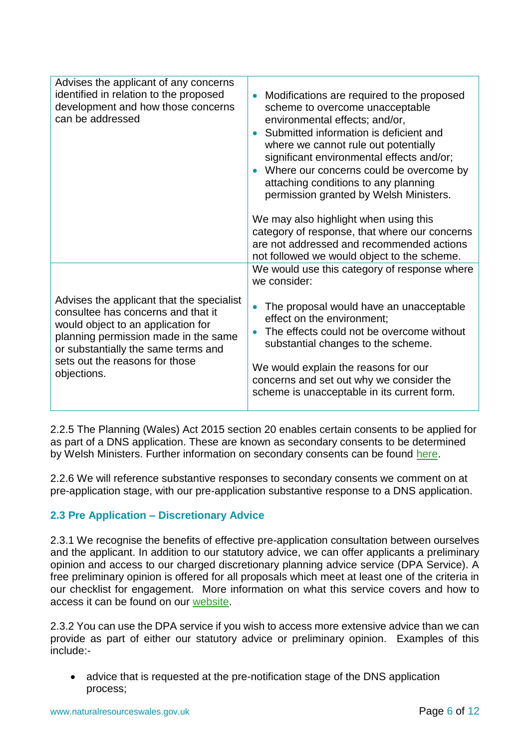| | |
|---|---|
| Advises the applicant of any concerns identified in relation to the proposed development and how those concerns can be addressed | • Modifications are required to the proposed scheme to overcome unacceptable environmental effects; and/or,<br>• Submitted information is deficient and where we cannot rule out potentially significant environmental effects and/or;<br>• Where our concerns could be overcome by attaching conditions to any planning permission granted by Welsh Ministers.<br><br>We may also highlight when using this category of response, that where our concerns are not addressed and recommended actions not followed we would object to the scheme. |
| Advises the applicant that the specialist consultee has concerns and that it would object to an application for planning permission made in the same or substantially the same terms and sets out the reasons for those objections. | We would use this category of response where we consider:<br><br>• The proposal would have an unacceptable effect on the environment;<br>• The effects could not be overcome without substantial changes to the scheme.<br><br>We would explain the reasons for our concerns and set out why we consider the scheme is unacceptable in its current form. |

2.2.5 The Planning (Wales) Act 2015 section 20 enables certain consents to be applied for as part of a DNS application. These are known as secondary consents to be determined by Welsh Ministers. Further information on secondary consents can be found here.

2.2.6 We will reference substantive responses to secondary consents we comment on at pre-application stage, with our pre-application substantive response to a DNS application.

### 2.3 Pre Application – Discretionary Advice

2.3.1 We recognise the benefits of effective pre-application consultation between ourselves and the applicant. In addition to our statutory advice, we can offer applicants a preliminary opinion and access to our charged discretionary planning advice service (DPA Service). A free preliminary opinion is offered for all proposals which meet at least one of the criteria in our checklist for engagement. More information on what this service covers and how to access it can be found on our website.

2.3.2 You can use the DPA service if you wish to access more extensive advice than we can provide as part of either our statutory advice or preliminary opinion. Examples of this include:-

- advice that is requested at the pre-notification stage of the DNS application process;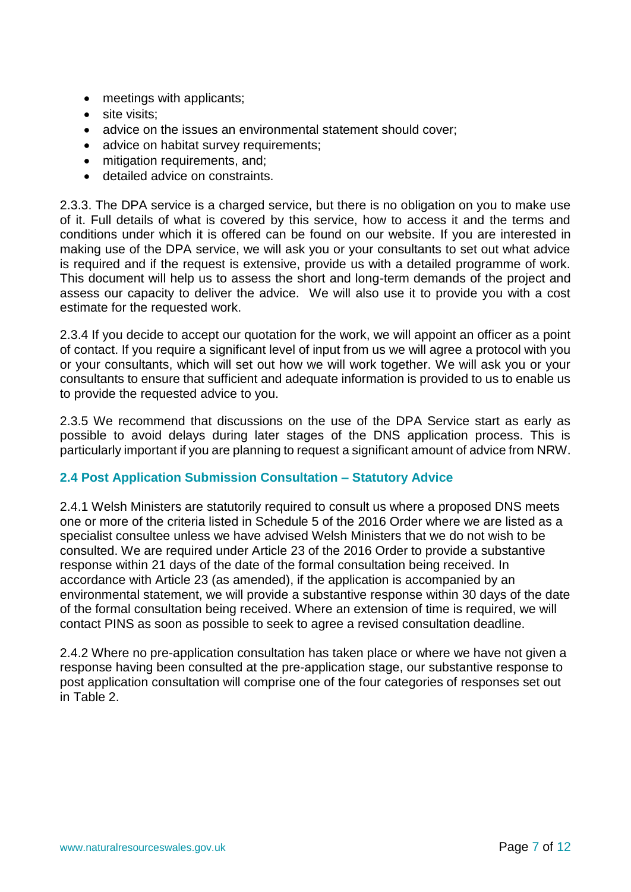- meetings with applicants;
- site visits;
- advice on the issues an environmental statement should cover;
- advice on habitat survey requirements;
- mitigation requirements, and;
- detailed advice on constraints.

2.3.3. The DPA service is a charged service, but there is no obligation on you to make use of it. Full details of what is covered by this service, how to access it and the terms and conditions under which it is offered can be found on our website. If you are interested in making use of the DPA service, we will ask you or your consultants to set out what advice is required and if the request is extensive, provide us with a detailed programme of work. This document will help us to assess the short and long-term demands of the project and assess our capacity to deliver the advice. We will also use it to provide you with a cost estimate for the requested work.

2.3.4 If you decide to accept our quotation for the work, we will appoint an officer as a point of contact. If you require a significant level of input from us we will agree a protocol with you or your consultants, which will set out how we will work together. We will ask you or your consultants to ensure that sufficient and adequate information is provided to us to enable us to provide the requested advice to you.

2.3.5 We recommend that discussions on the use of the DPA Service start as early as possible to avoid delays during later stages of the DNS application process. This is particularly important if you are planning to request a significant amount of advice from NRW.

### 2.4 Post Application Submission Consultation – Statutory Advice

2.4.1 Welsh Ministers are statutorily required to consult us where a proposed DNS meets one or more of the criteria listed in Schedule 5 of the 2016 Order where we are listed as a specialist consultee unless we have advised Welsh Ministers that we do not wish to be consulted. We are required under Article 23 of the 2016 Order to provide a substantive response within 21 days of the date of the formal consultation being received. In accordance with Article 23 (as amended), if the application is accompanied by an environmental statement, we will provide a substantive response within 30 days of the date of the formal consultation being received. Where an extension of time is required, we will contact PINS as soon as possible to seek to agree a revised consultation deadline.

2.4.2 Where no pre-application consultation has taken place or where we have not given a response having been consulted at the pre-application stage, our substantive response to post application consultation will comprise one of the four categories of responses set out in Table 2.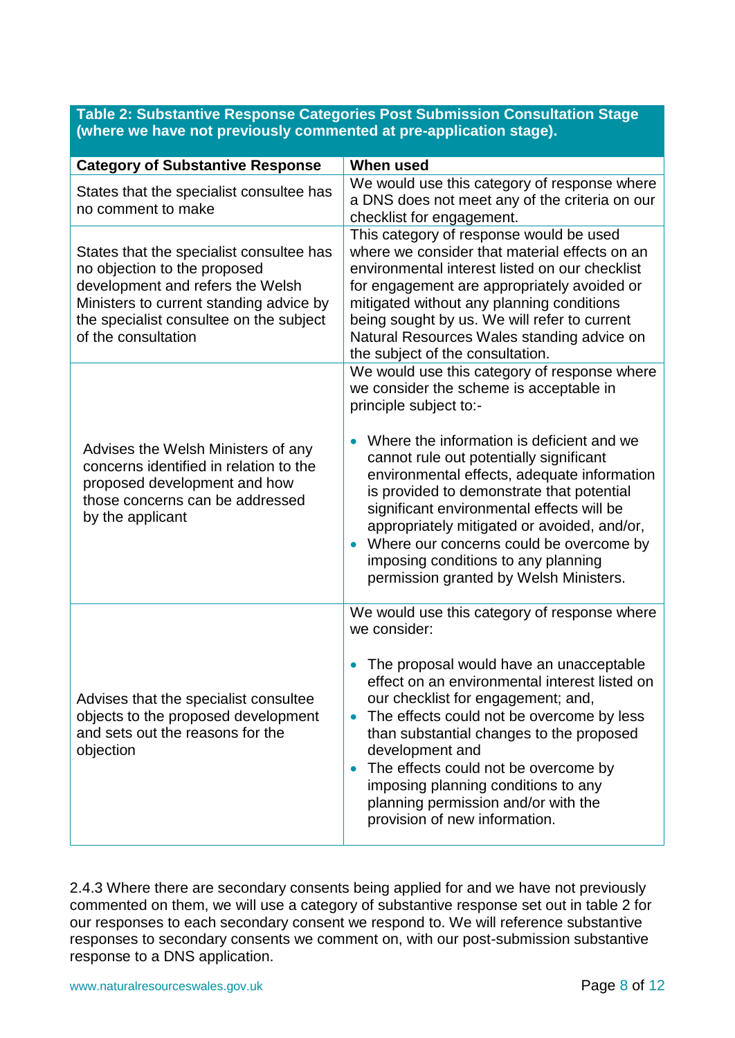**Table 2: Substantive Response Categories Post Submission Consultation Stage (where we have not previously commented at pre-application stage).**

| Category of Substantive Response | When used |
|---|---|
| States that the specialist consultee has no comment to make | We would use this category of response where a DNS does not meet any of the criteria on our checklist for engagement. |
| States that the specialist consultee has no objection to the proposed development and refers the Welsh Ministers to current standing advice by the specialist consultee on the subject of the consultation | This category of response would be used where we consider that material effects on an environmental interest listed on our checklist for engagement are appropriately avoided or mitigated without any planning conditions being sought by us. We will refer to current Natural Resources Wales standing advice on the subject of the consultation. |
| Advises the Welsh Ministers of any concerns identified in relation to the proposed development and how those concerns can be addressed by the applicant | We would use this category of response where we consider the scheme is acceptable in principle subject to:-<br><br>• Where the information is deficient and we cannot rule out potentially significant environmental effects, adequate information is provided to demonstrate that potential significant environmental effects will be appropriately mitigated or avoided, and/or,<br>• Where our concerns could be overcome by imposing conditions to any planning permission granted by Welsh Ministers. |
| Advises that the specialist consultee objects to the proposed development and sets out the reasons for the objection | We would use this category of response where we consider:<br><br>• The proposal would have an unacceptable effect on an environmental interest listed on our checklist for engagement; and,<br>• The effects could not be overcome by less than substantial changes to the proposed development and<br>• The effects could not be overcome by imposing planning conditions to any planning permission and/or with the provision of new information. |

2.4.3 Where there are secondary consents being applied for and we have not previously commented on them, we will use a category of substantive response set out in table 2 for our responses to each secondary consent we respond to. We will reference substantive responses to secondary consents we comment on, with our post-submission substantive response to a DNS application.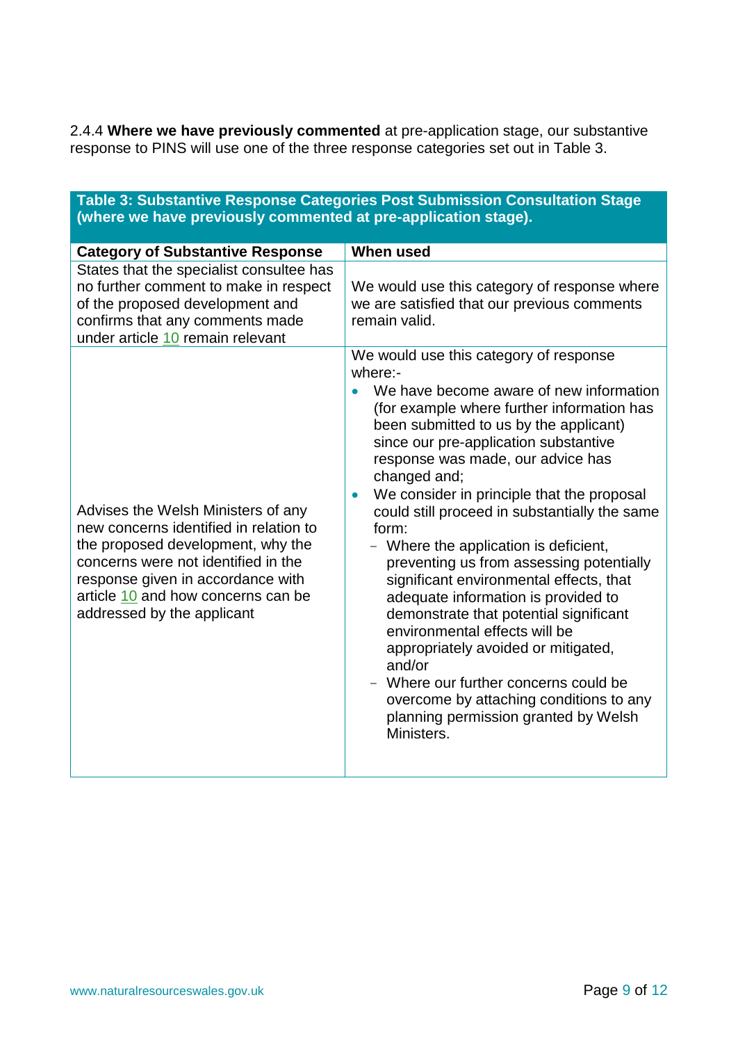2.4.4 **Where we have previously commented** at pre-application stage, our substantive response to PINS will use one of the three response categories set out in Table 3.

**Table 3: Substantive Response Categories Post Submission Consultation Stage (where we have previously commented at pre-application stage).**

| Category of Substantive Response | When used |
| --- | --- |
| States that the specialist consultee has no further comment to make in respect of the proposed development and confirms that any comments made under article 10 remain relevant | We would use this category of response where we are satisfied that our previous comments remain valid. |
| Advises the Welsh Ministers of any new concerns identified in relation to the proposed development, why the concerns were not identified in the response given in accordance with article 10 and how concerns can be addressed by the applicant | We would use this category of response where:-<br>• We have become aware of new information (for example where further information has been submitted to us by the applicant) since our pre-application substantive response was made, our advice has changed and;<br>• We consider in principle that the proposal could still proceed in substantially the same form:<br>  – Where the application is deficient, preventing us from assessing potentially significant environmental effects, that adequate information is provided to demonstrate that potential significant environmental effects will be appropriately avoided or mitigated, and/or<br>  – Where our further concerns could be overcome by attaching conditions to any planning permission granted by Welsh Ministers. |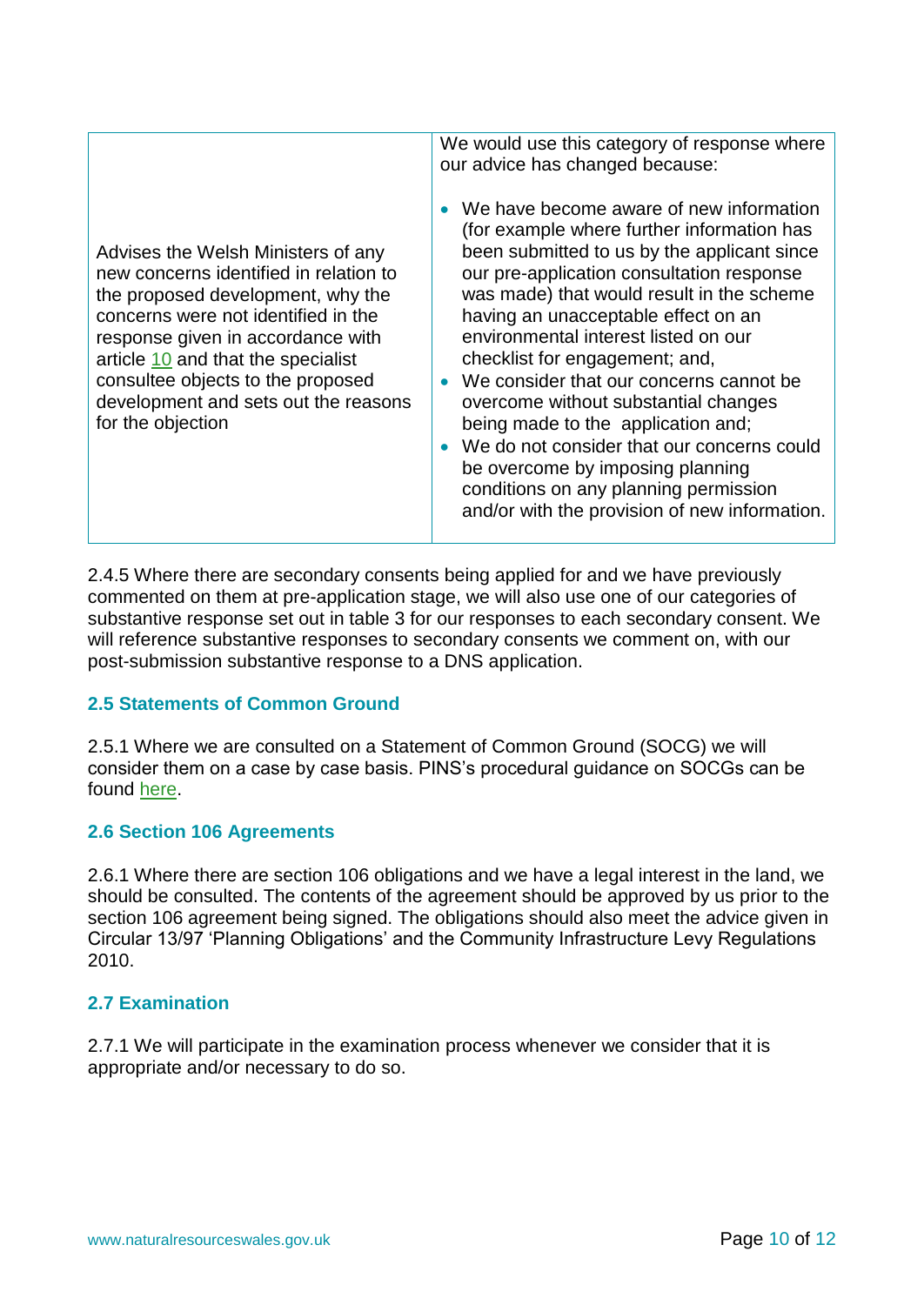| | |
|---|---|
| Advises the Welsh Ministers of any new concerns identified in relation to the proposed development, why the concerns were not identified in the response given in accordance with article 10 and that the specialist consultee objects to the proposed development and sets out the reasons for the objection | We would use this category of response where our advice has changed because:<br><br>• We have become aware of new information (for example where further information has been submitted to us by the applicant since our pre-application consultation response was made) that would result in the scheme having an unacceptable effect on an environmental interest listed on our checklist for engagement; and,<br>• We consider that our concerns cannot be overcome without substantial changes being made to the application and;<br>• We do not consider that our concerns could be overcome by imposing planning conditions on any planning permission and/or with the provision of new information. |

2.4.5 Where there are secondary consents being applied for and we have previously commented on them at pre-application stage, we will also use one of our categories of substantive response set out in table 3 for our responses to each secondary consent. We will reference substantive responses to secondary consents we comment on, with our post-submission substantive response to a DNS application.

### 2.5 Statements of Common Ground

2.5.1 Where we are consulted on a Statement of Common Ground (SOCG) we will consider them on a case by case basis. PINS's procedural guidance on SOCGs can be found here.

### 2.6 Section 106 Agreements

2.6.1 Where there are section 106 obligations and we have a legal interest in the land, we should be consulted. The contents of the agreement should be approved by us prior to the section 106 agreement being signed. The obligations should also meet the advice given in Circular 13/97 'Planning Obligations' and the Community Infrastructure Levy Regulations 2010.

### 2.7 Examination

2.7.1 We will participate in the examination process whenever we consider that it is appropriate and/or necessary to do so.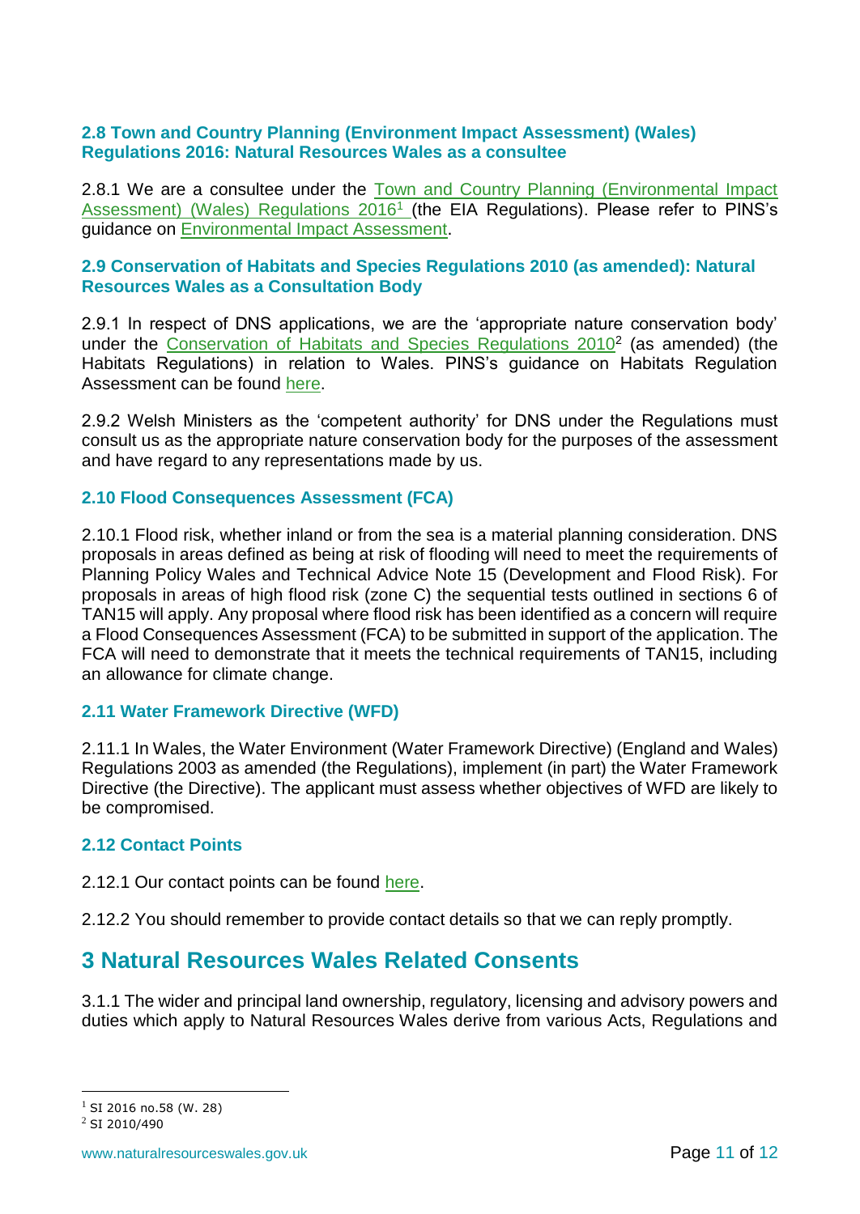### 2.8 Town and Country Planning (Environment Impact Assessment) (Wales) Regulations 2016: Natural Resources Wales as a consultee

2.8.1 We are a consultee under the Town and Country Planning (Environmental Impact Assessment) (Wales) Regulations 2016[1] (the EIA Regulations). Please refer to PINS's guidance on Environmental Impact Assessment.

### 2.9 Conservation of Habitats and Species Regulations 2010 (as amended): Natural Resources Wales as a Consultation Body

2.9.1 In respect of DNS applications, we are the 'appropriate nature conservation body' under the Conservation of Habitats and Species Regulations 2010[2] (as amended) (the Habitats Regulations) in relation to Wales. PINS's guidance on Habitats Regulation Assessment can be found here.

2.9.2 Welsh Ministers as the 'competent authority' for DNS under the Regulations must consult us as the appropriate nature conservation body for the purposes of the assessment and have regard to any representations made by us.

### 2.10 Flood Consequences Assessment (FCA)

2.10.1 Flood risk, whether inland or from the sea is a material planning consideration. DNS proposals in areas defined as being at risk of flooding will need to meet the requirements of Planning Policy Wales and Technical Advice Note 15 (Development and Flood Risk). For proposals in areas of high flood risk (zone C) the sequential tests outlined in sections 6 of TAN15 will apply. Any proposal where flood risk has been identified as a concern will require a Flood Consequences Assessment (FCA) to be submitted in support of the application. The FCA will need to demonstrate that it meets the technical requirements of TAN15, including an allowance for climate change.

### 2.11 Water Framework Directive (WFD)

2.11.1 In Wales, the Water Environment (Water Framework Directive) (England and Wales) Regulations 2003 as amended (the Regulations), implement (in part) the Water Framework Directive (the Directive). The applicant must assess whether objectives of WFD are likely to be compromised.

### 2.12 Contact Points

2.12.1 Our contact points can be found here.

2.12.2 You should remember to provide contact details so that we can reply promptly.

# 3 Natural Resources Wales Related Consents

3.1.1 The wider and principal land ownership, regulatory, licensing and advisory powers and duties which apply to Natural Resources Wales derive from various Acts, Regulations and

---

[1] SI 2016 no.58 (W. 28)

[2] SI 2010/490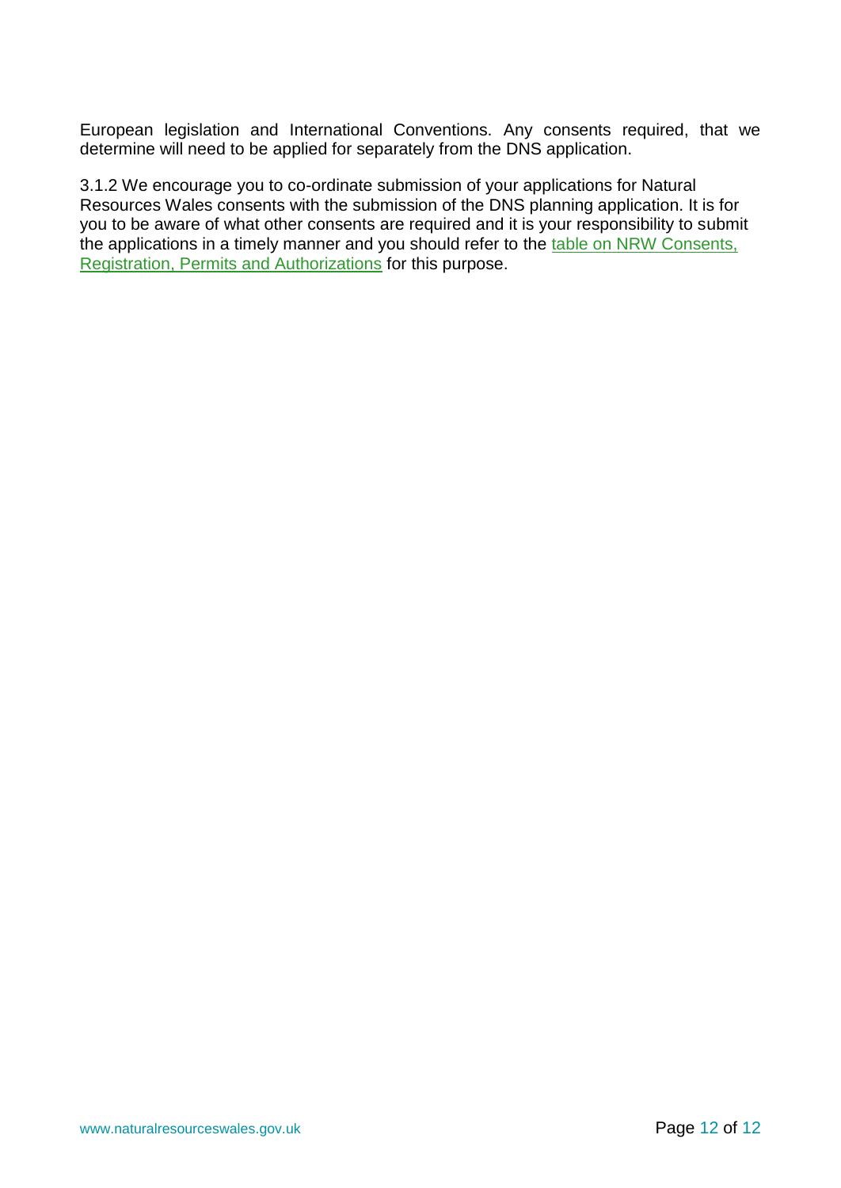European legislation and International Conventions. Any consents required, that we determine will need to be applied for separately from the DNS application.

3.1.2 We encourage you to co-ordinate submission of your applications for Natural Resources Wales consents with the submission of the DNS planning application. It is for you to be aware of what other consents are required and it is your responsibility to submit the applications in a timely manner and you should refer to the table on NRW Consents, Registration, Permits and Authorizations for this purpose.